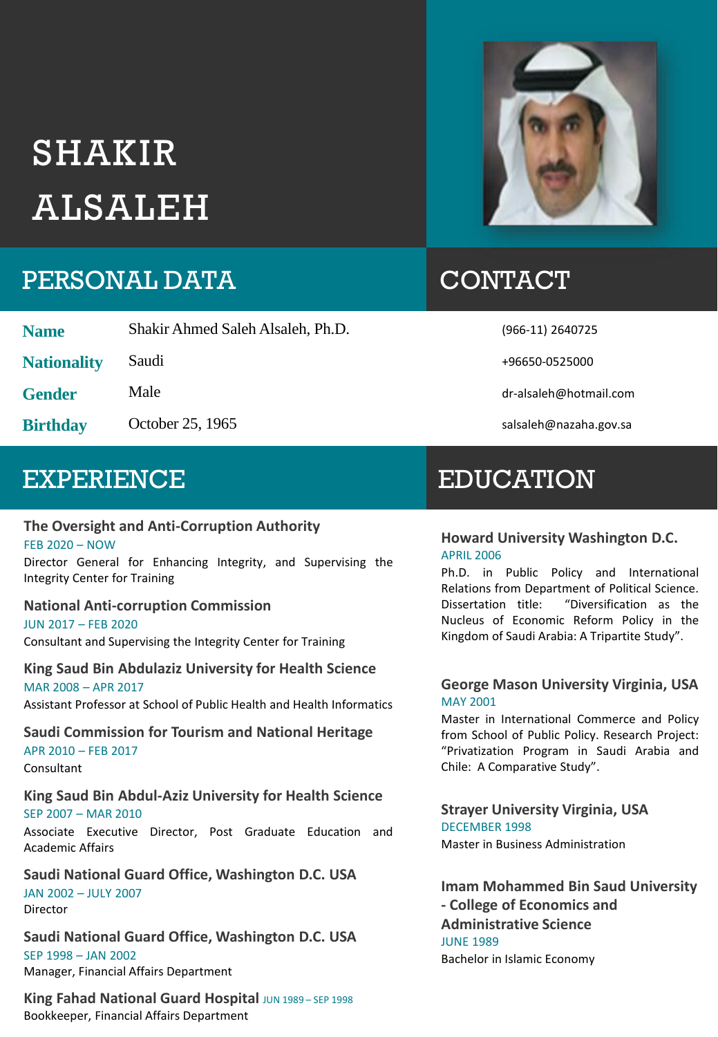# SHAKIR ALSALEH

## PERSONAL DATA

| | |
|---|---|
| **Name** | Shakir Ahmed Saleh Alsaleh, Ph.D. |
| **Nationality** | Saudi |
| **Gender** | Male |
| **Birthday** | October 25, 1965 |

## CONTACT

(966-11) 2640725

+96650-0525000

dr-alsaleh@hotmail.com

salsaleh@nazaha.gov.sa

## EXPERIENCE

### The Oversight and Anti-Corruption Authority
FEB 2020 – NOW

Director General for Enhancing Integrity, and Supervising the Integrity Center for Training

### National Anti-corruption Commission
JUN 2017 – FEB 2020

Consultant and Supervising the Integrity Center for Training

### King Saud Bin Abdulaziz University for Health Science
MAR 2008 – APR 2017

Assistant Professor at School of Public Health and Health Informatics

### Saudi Commission for Tourism and National Heritage
APR 2010 – FEB 2017

Consultant

### King Saud Bin Abdul-Aziz University for Health Science
SEP 2007 – MAR 2010

Associate Executive Director, Post Graduate Education and Academic Affairs

### Saudi National Guard Office, Washington D.C. USA
JAN 2002 – JULY 2007

Director

### Saudi National Guard Office, Washington D.C. USA
SEP 1998 – JAN 2002

Manager, Financial Affairs Department

### King Fahad National Guard Hospital JUN 1989 – SEP 1998

Bookkeeper, Financial Affairs Department

## EDUCATION

### Howard University Washington D.C.
APRIL 2006

Ph.D. in Public Policy and International Relations from Department of Political Science. Dissertation title: "Diversification as the Nucleus of Economic Reform Policy in the Kingdom of Saudi Arabia: A Tripartite Study".

### George Mason University Virginia, USA
MAY 2001

Master in International Commerce and Policy from School of Public Policy. Research Project: "Privatization Program in Saudi Arabia and Chile: A Comparative Study".

### Strayer University Virginia, USA
DECEMBER 1998

Master in Business Administration

### Imam Mohammed Bin Saud University - College of Economics and Administrative Science
JUNE 1989

Bachelor in Islamic Economy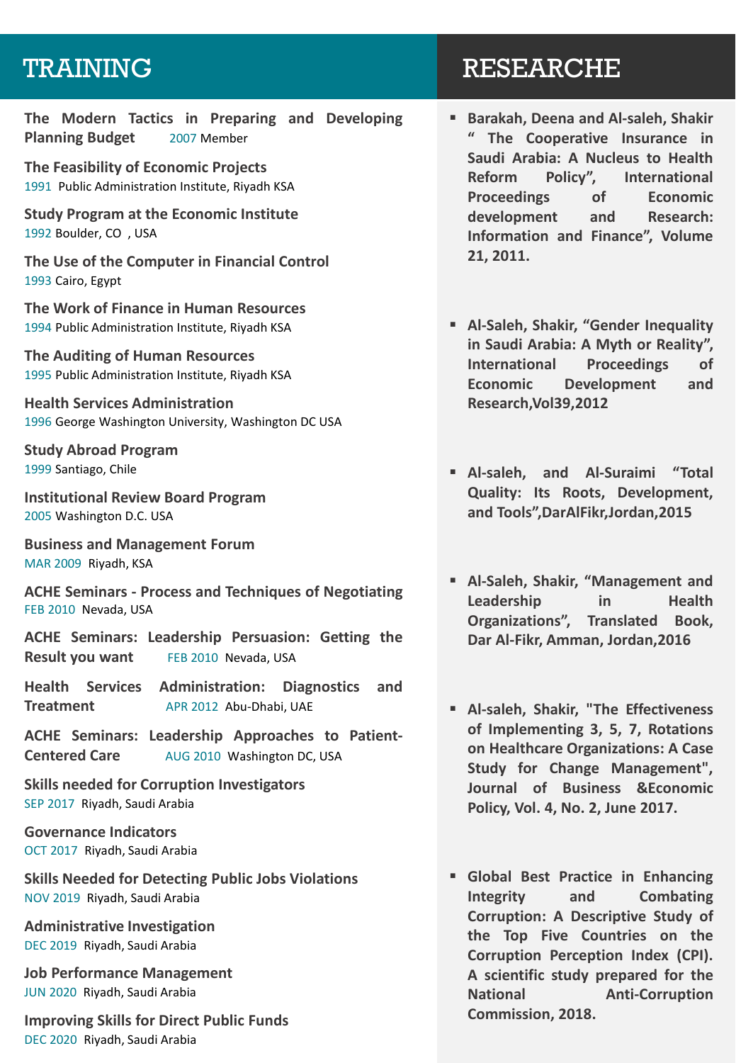## TRAINING

**The Modern Tactics in Preparing and Developing Planning Budget** 2007 Member

**The Feasibility of Economic Projects**
1991 Public Administration Institute, Riyadh KSA

**Study Program at the Economic Institute**
1992 Boulder, CO , USA

**The Use of the Computer in Financial Control**
1993 Cairo, Egypt

**The Work of Finance in Human Resources**
1994 Public Administration Institute, Riyadh KSA

**The Auditing of Human Resources**
1995 Public Administration Institute, Riyadh KSA

**Health Services Administration**
1996 George Washington University, Washington DC USA

**Study Abroad Program**
1999 Santiago, Chile

**Institutional Review Board Program**
2005 Washington D.C. USA

**Business and Management Forum**
MAR 2009 Riyadh, KSA

**ACHE Seminars - Process and Techniques of Negotiating**
FEB 2010 Nevada, USA

**ACHE Seminars: Leadership Persuasion: Getting the Result you want** FEB 2010 Nevada, USA

**Health Services Administration: Diagnostics and Treatment** APR 2012 Abu-Dhabi, UAE

**ACHE Seminars: Leadership Approaches to Patient-Centered Care** AUG 2010 Washington DC, USA

**Skills needed for Corruption Investigators**
SEP 2017 Riyadh, Saudi Arabia

**Governance Indicators**
OCT 2017 Riyadh, Saudi Arabia

**Skills Needed for Detecting Public Jobs Violations**
NOV 2019 Riyadh, Saudi Arabia

**Administrative Investigation**
DEC 2019 Riyadh, Saudi Arabia

**Job Performance Management**
JUN 2020 Riyadh, Saudi Arabia

**Improving Skills for Direct Public Funds**
DEC 2020 Riyadh, Saudi Arabia

## RESEARCHE

- **Barakah, Deena and Al-saleh, Shakir " The Cooperative Insurance in Saudi Arabia: A Nucleus to Health Reform Policy", International Proceedings of Economic development and Research: Information and Finance", Volume 21, 2011.**
- **Al-Saleh, Shakir, "Gender Inequality in Saudi Arabia: A Myth or Reality", International Proceedings of Economic Development and Research,Vol39,2012**
- **Al-saleh, and Al-Suraimi "Total Quality: Its Roots, Development, and Tools",DarAlFikr,Jordan,2015**
- **Al-Saleh, Shakir, "Management and Leadership in Health Organizations", Translated Book, Dar Al-Fikr, Amman, Jordan,2016**
- **Al-saleh, Shakir, "The Effectiveness of Implementing 3, 5, 7, Rotations on Healthcare Organizations: A Case Study for Change Management", Journal of Business &Economic Policy, Vol. 4, No. 2, June 2017.**
- **Global Best Practice in Enhancing Integrity and Combating Corruption: A Descriptive Study of the Top Five Countries on the Corruption Perception Index (CPI). A scientific study prepared for the National Anti-Corruption Commission, 2018.**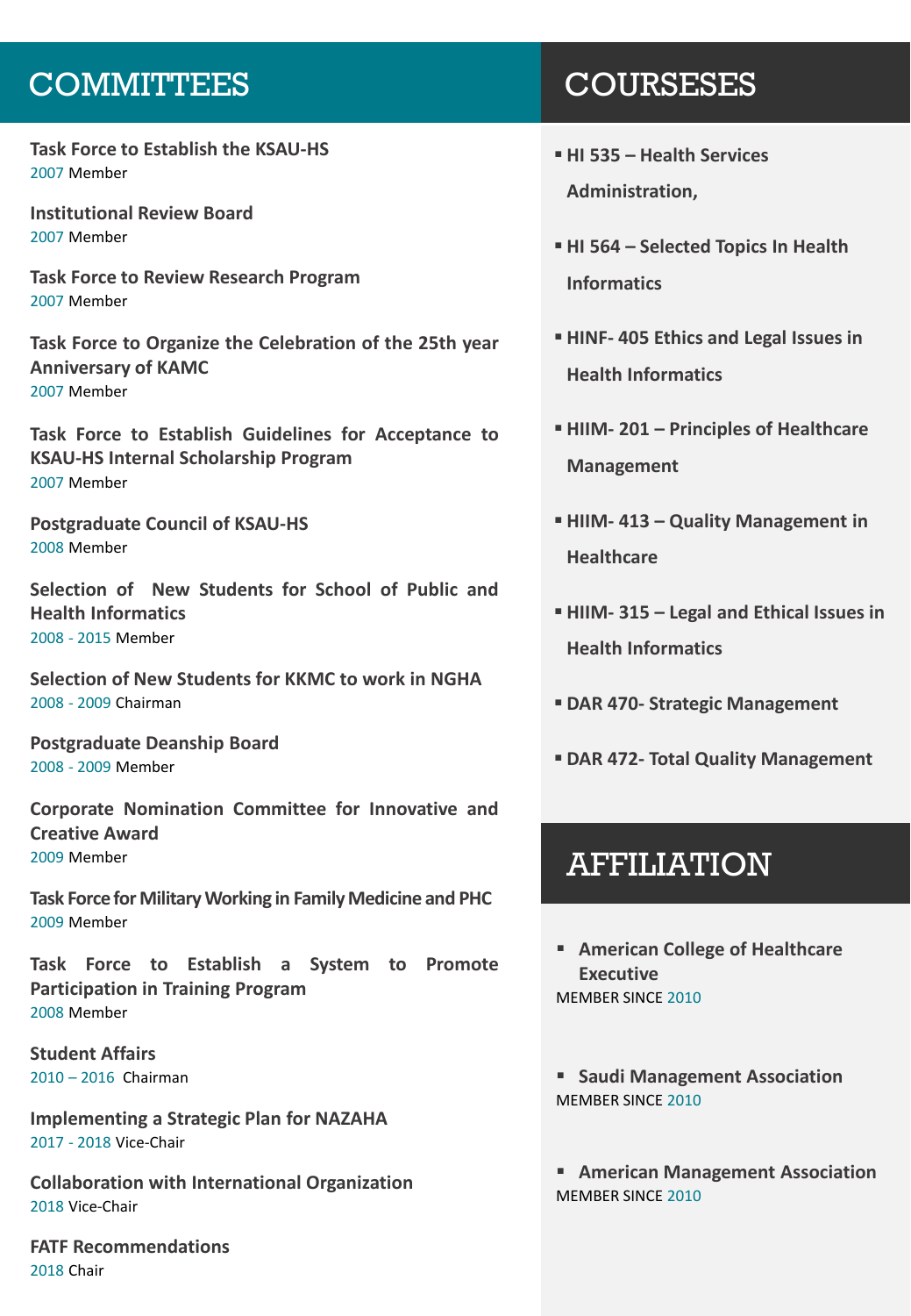## COMMITTEES

**Task Force to Establish the KSAU-HS**
2007 Member

**Institutional Review Board**
2007 Member

**Task Force to Review Research Program**
2007 Member

**Task Force to Organize the Celebration of the 25th year Anniversary of KAMC**
2007 Member

**Task Force to Establish Guidelines for Acceptance to KSAU-HS Internal Scholarship Program**
2007 Member

**Postgraduate Council of KSAU-HS**
2008 Member

**Selection of New Students for School of Public and Health Informatics**
2008 - 2015 Member

**Selection of New Students for KKMC to work in NGHA**
2008 - 2009 Chairman

**Postgraduate Deanship Board**
2008 - 2009 Member

**Corporate Nomination Committee for Innovative and Creative Award**
2009 Member

**Task Force for Military Working in Family Medicine and PHC**
2009 Member

**Task Force to Establish a System to Promote Participation in Training Program**
2008 Member

**Student Affairs**
2010 – 2016 Chairman

**Implementing a Strategic Plan for NAZAHA**
2017 - 2018 Vice-Chair

**Collaboration with International Organization**
2018 Vice-Chair

**FATF Recommendations**
2018 Chair

## COURSESES

- **HI 535 – Health Services Administration,**
- **HI 564 – Selected Topics In Health Informatics**
- **HINF- 405 Ethics and Legal Issues in Health Informatics**
- **HIIM- 201 – Principles of Healthcare Management**
- **HIIM- 413 – Quality Management in Healthcare**
- **HIIM- 315 – Legal and Ethical Issues in Health Informatics**
- **DAR 470- Strategic Management**
- **DAR 472- Total Quality Management**

## AFFILIATION

- **American College of Healthcare Executive**
  MEMBER SINCE 2010
- **Saudi Management Association**
  MEMBER SINCE 2010
- **American Management Association**
  MEMBER SINCE 2010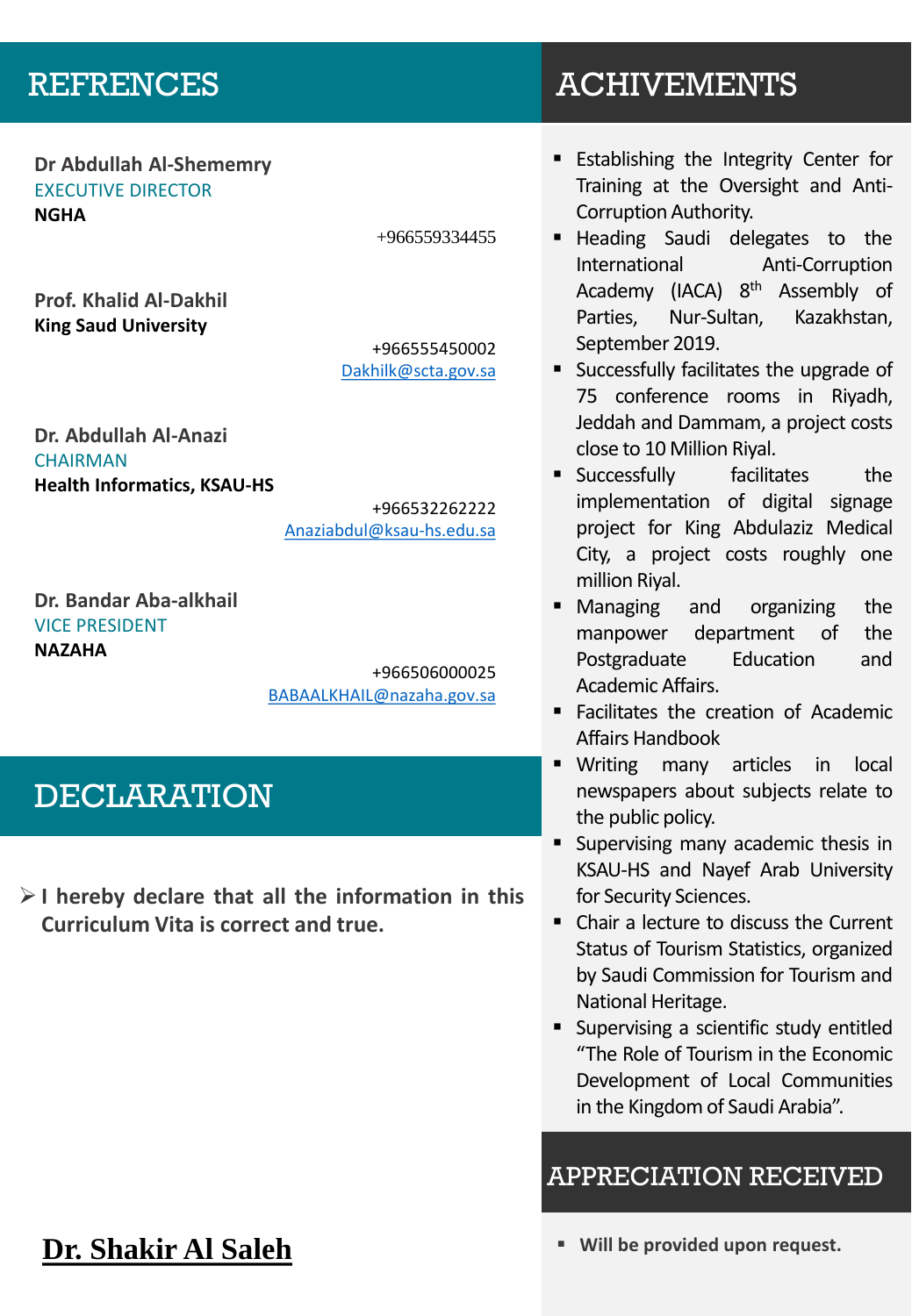## REFRENCES

**Dr Abdullah Al-Shememry**
EXECUTIVE DIRECTOR
**NGHA**

+966559334455

**Prof. Khalid Al-Dakhil**
**King Saud University**

+966555450002
Dakhilk@scta.gov.sa

**Dr. Abdullah Al-Anazi**
CHAIRMAN
**Health Informatics, KSAU-HS**

+966532262222
Anaziabdul@ksau-hs.edu.sa

**Dr. Bandar Aba-alkhail**
VICE PRESIDENT
**NAZAHA**

+966506000025
BABAALKHAIL@nazaha.gov.sa

## DECLARATION

- **I hereby declare that all the information in this Curriculum Vita is correct and true.**

**Dr. Shakir Al Saleh**

## ACHIVEMENTS

- Establishing the Integrity Center for Training at the Oversight and Anti-Corruption Authority.
- Heading Saudi delegates to the International Anti-Corruption Academy (IACA) 8th Assembly of Parties, Nur-Sultan, Kazakhstan, September 2019.
- Successfully facilitates the upgrade of 75 conference rooms in Riyadh, Jeddah and Dammam, a project costs close to 10 Million Riyal.
- Successfully facilitates the implementation of digital signage project for King Abdulaziz Medical City, a project costs roughly one million Riyal.
- Managing and organizing the manpower department of the Postgraduate Education and Academic Affairs.
- Facilitates the creation of Academic Affairs Handbook
- Writing many articles in local newspapers about subjects relate to the public policy.
- Supervising many academic thesis in KSAU-HS and Nayef Arab University for Security Sciences.
- Chair a lecture to discuss the Current Status of Tourism Statistics, organized by Saudi Commission for Tourism and National Heritage.
- Supervising a scientific study entitled "The Role of Tourism in the Economic Development of Local Communities in the Kingdom of Saudi Arabia".

## APPRECIATION RECEIVED

- **Will be provided upon request.**